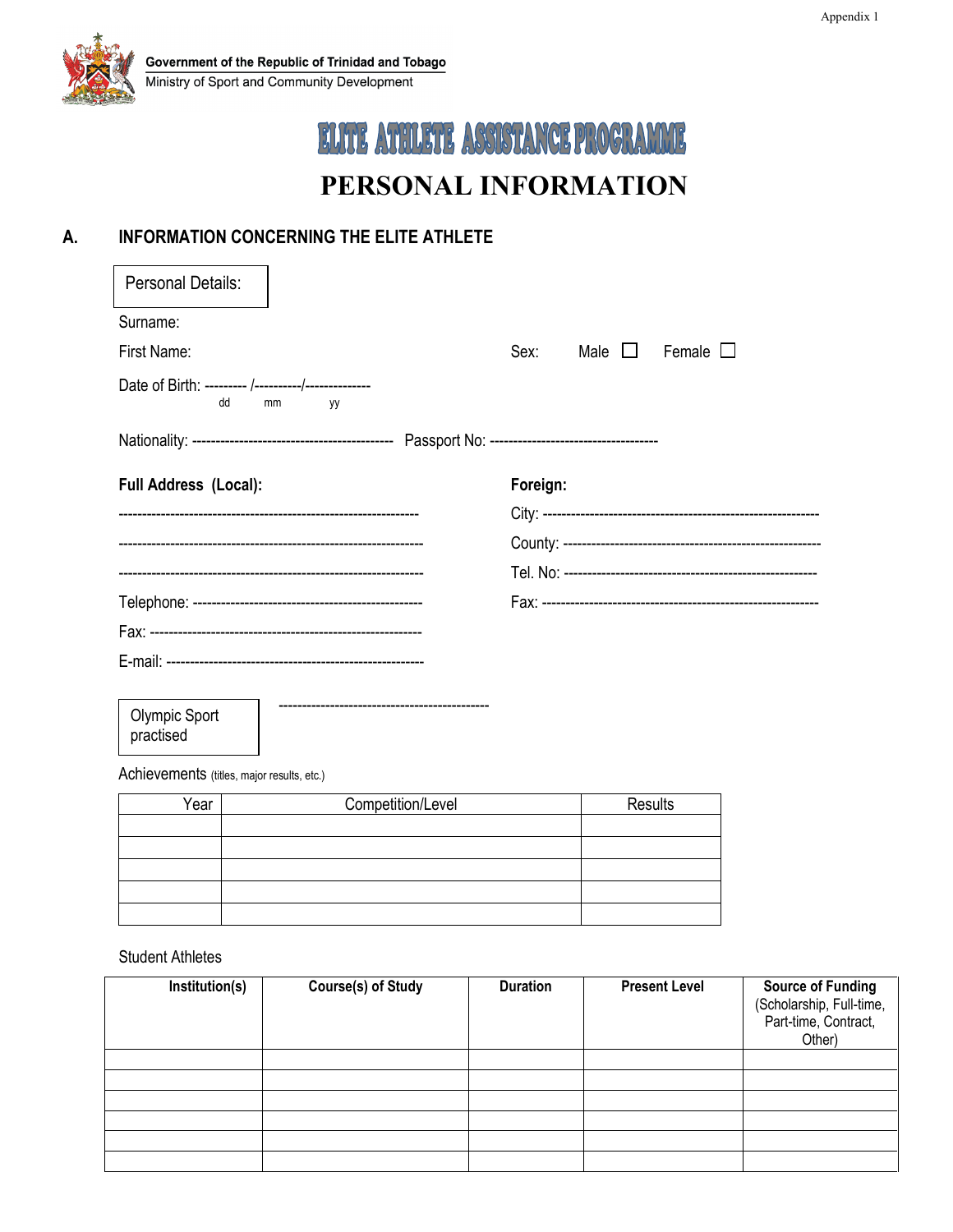Appendix 1

**Government of the Republic of Trinidad and Tobago**
Ministry of Sport and Community Development

# ELITE ATHLETE ASSISTANCE PROGRAMME

# PERSONAL INFORMATION

## A. INFORMATION CONCERNING THE ELITE ATHLETE

**Personal Details:**

Surname:

First Name: Sex: Male ☐ Female ☐

Date of Birth: --------- /----------/-------------
dd mm yy

Nationality: ------------------------------------------ Passport No: ------------------------------------

**Full Address (Local):**

---------------------------------------------------------------

---------------------------------------------------------------

---------------------------------------------------------------

Telephone: ------------------------------------------------

Fax: ---------------------------------------------------------

E-mail: -----------------------------------------------------

**Foreign:**

City: ----------------------------------------------------------

County: ------------------------------------------------------

Tel. No: -----------------------------------------------------

Fax: ----------------------------------------------------------

Olympic Sport practised ---------------------------------------------

Achievements (titles, major results, etc.)

| Year | Competition/Level | Results |
|---|---|---|
| | | |
| | | |
| | | |
| | | |
| | | |

Student Athletes

| Institution(s) | Course(s) of Study | Duration | Present Level | Source of Funding (Scholarship, Full-time, Part-time, Contract, Other) |
|---|---|---|---|---|
| | | | | |
| | | | | |
| | | | | |
| | | | | |
| | | | | |
| | | | | |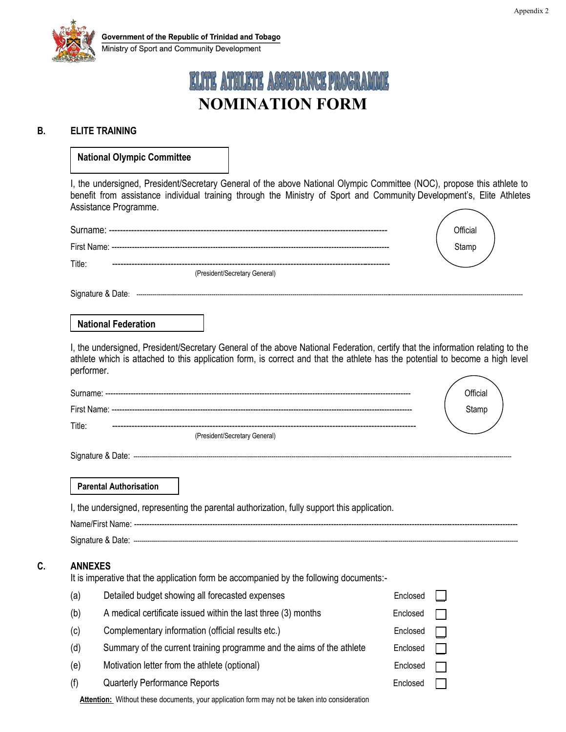Appendix 2

Government of the Republic of Trinidad and Tobago
Ministry of Sport and Community Development

# ELITE ATHLETE ASSISTANCE PROGRAMME

# NOMINATION FORM

## B. ELITE TRAINING

**National Olympic Committee**

I, the undersigned, President/Secretary General of the above National Olympic Committee (NOC), propose this athlete to benefit from assistance individual training through the Ministry of Sport and Community Development's, Elite Athletes Assistance Programme.

Surname: ------------------------------------------------------------------------------------------------

First Name: ----------------------------------------------------------------------------------------------

Title: ----------------------------------------------------------------------------------------------------
(President/Secretary General)

Official Stamp

Signature & Date: ------------------------------------------------------------------------------------------------------------------------

**National Federation**

I, the undersigned, President/Secretary General of the above National Federation, certify that the information relating to the athlete which is attached to this application form, is correct and that the athlete has the potential to become a high level performer.

Surname: ------------------------------------------------------------------------------------------------

First Name: ----------------------------------------------------------------------------------------------

Title: ----------------------------------------------------------------------------------------------------
(President/Secretary General)

Official Stamp

Signature & Date: ------------------------------------------------------------------------------------------------------------------------

**Parental Authorisation**

I, the undersigned, representing the parental authorization, fully support this application.

Name/First Name: ------------------------------------------------------------------------------------------------------------------------

Signature & Date: ------------------------------------------------------------------------------------------------------------------------

## C. ANNEXES

It is imperative that the application form be accompanied by the following documents:-

| | | | |
|---|---|---|---|
| (a) | Detailed budget showing all forecasted expenses | Enclosed | ☐ |
| (b) | A medical certificate issued within the last three (3) months | Enclosed | ☐ |
| (c) | Complementary information (official results etc.) | Enclosed | ☐ |
| (d) | Summary of the current training programme and the aims of the athlete | Enclosed | ☐ |
| (e) | Motivation letter from the athlete (optional) | Enclosed | ☐ |
| (f) | Quarterly Performance Reports | Enclosed | ☐ |

**Attention:** Without these documents, your application form may not be taken into consideration